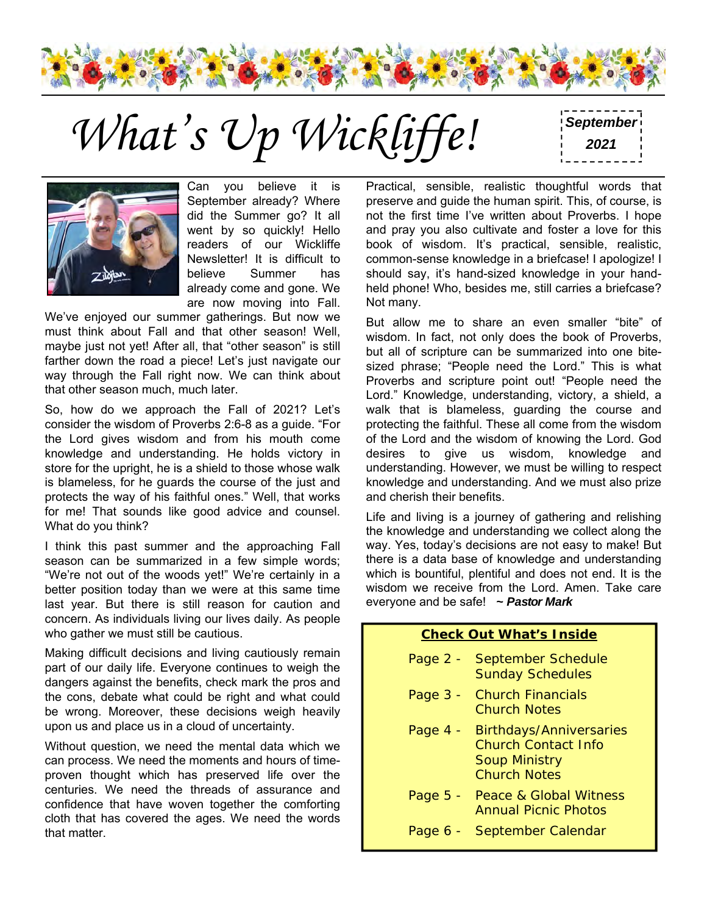# What's Up Wickliffe!

**September 2021**

Can you believe it is September already? Where did the Summer go? It all went by so quickly! Hello readers of our Wickliffe Newsletter! It is difficult to believe Summer has already come and gone. We are now moving into Fall. We've enjoyed our summer gatherings. But now we must think about Fall and that other season! Well, maybe just not yet! After all, that "other season" is still farther down the road a piece! Let's just navigate our way through the Fall right now. We can think about that other season much, much later.

So, how do we approach the Fall of 2021? Let's consider the wisdom of Proverbs 2:6-8 as a guide. "For the Lord gives wisdom and from his mouth come knowledge and understanding. He holds victory in store for the upright, he is a shield to those whose walk is blameless, for he guards the course of the just and protects the way of his faithful ones." Well, that works for me! That sounds like good advice and counsel. What do you think?

I think this past summer and the approaching Fall season can be summarized in a few simple words; "We're not out of the woods yet!" We're certainly in a better position today than we were at this same time last year. But there is still reason for caution and concern. As individuals living our lives daily. As people who gather we must still be cautious.

Making difficult decisions and living cautiously remain part of our daily life. Everyone continues to weigh the dangers against the benefits, check mark the pros and the cons, debate what could be right and what could be wrong. Moreover, these decisions weigh heavily upon us and place us in a cloud of uncertainty.

Without question, we need the mental data which we can process. We need the moments and hours of time-proven thought which has preserved life over the centuries. We need the threads of assurance and confidence that have woven together the comforting cloth that has covered the ages. We need the words that matter.

Practical, sensible, realistic thoughtful words that preserve and guide the human spirit. This, of course, is not the first time I've written about Proverbs. I hope and pray you also cultivate and foster a love for this book of wisdom. It's practical, sensible, realistic, common-sense knowledge in a briefcase! I apologize! I should say, it's hand-sized knowledge in your hand-held phone! Who, besides me, still carries a briefcase? Not many.

But allow me to share an even smaller "bite" of wisdom. In fact, not only does the book of Proverbs, but all of scripture can be summarized into one bite-sized phrase; "People need the Lord." This is what Proverbs and scripture point out! "People need the Lord." Knowledge, understanding, victory, a shield, a walk that is blameless, guarding the course and protecting the faithful. These all come from the wisdom of the Lord and the wisdom of knowing the Lord. God desires to give us wisdom, knowledge and understanding. However, we must be willing to respect knowledge and understanding. And we must also prize and cherish their benefits.

Life and living is a journey of gathering and relishing the knowledge and understanding we collect along the way. Yes, today's decisions are not easy to make! But there is a data base of knowledge and understanding which is bountiful, plentiful and does not end. It is the wisdom we receive from the Lord. Amen. Take care everyone and be safe! ***~ Pastor Mark***

## Check Out What's Inside

- Page 2 - September Schedule, Sunday Schedules
- Page 3 - Church Financials, Church Notes
- Page 4 - Birthdays/Anniversaries, Church Contact Info, Soup Ministry, Church Notes
- Page 5 - Peace & Global Witness, Annual Picnic Photos
- Page 6 - September Calendar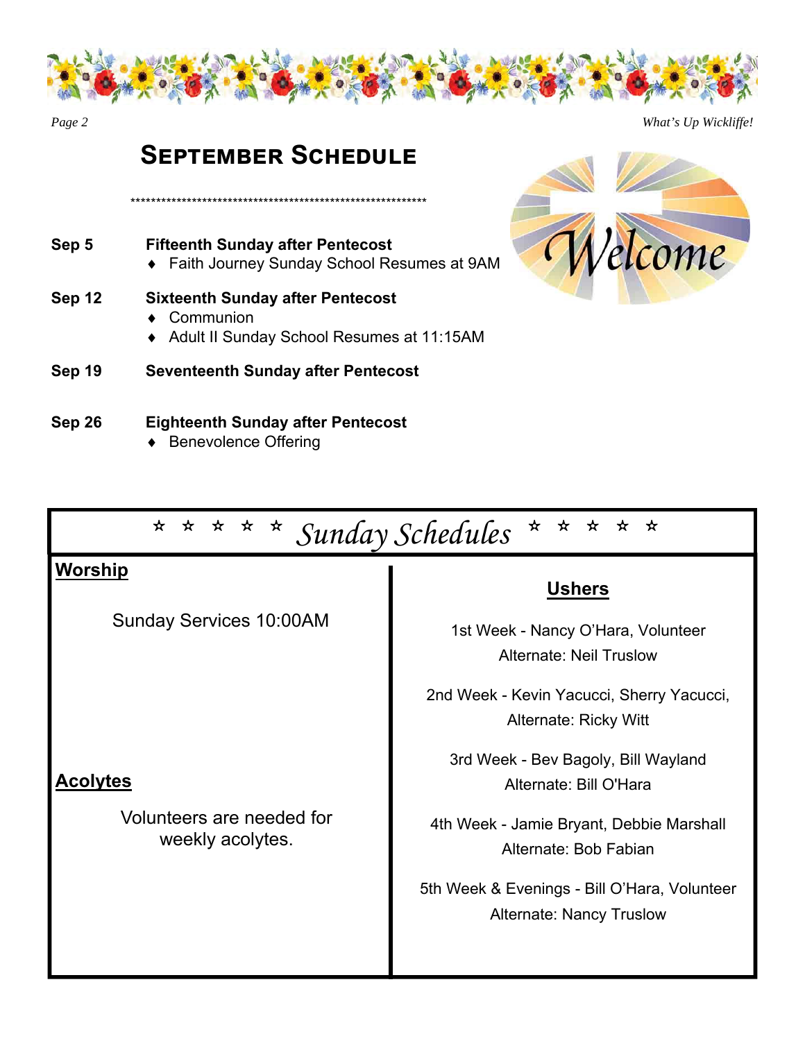# SEPTEMBER SCHEDULE

\*\*\*\*\*\*\*\*\*\*\*\*\*\*\*\*\*\*\*\*\*\*\*\*\*\*\*\*\*\*\*\*\*\*\*\*\*\*\*\*\*\*\*\*\*\*\*\*\*\*\*\*\*\*\*\*\*\*\*\*

**Sep 5** — **Fifteenth Sunday after Pentecost**

- Faith Journey Sunday School Resumes at 9AM

**Sep 12** — **Sixteenth Sunday after Pentecost**

- Communion
- Adult II Sunday School Resumes at 11:15AM

**Sep 19** — **Seventeenth Sunday after Pentecost**

**Sep 26** — **Eighteenth Sunday after Pentecost**

- Benevolence Offering

Welcome

## ☆ ☆ ☆ ☆ ☆ *Sunday Schedules* ☆ ☆ ☆ ☆ ☆

### Worship

Sunday Services 10:00AM

### Acolytes

Volunteers are needed for weekly acolytes.

### Ushers

1st Week - Nancy O'Hara, Volunteer
Alternate: Neil Truslow

2nd Week - Kevin Yacucci, Sherry Yacucci,
Alternate: Ricky Witt

3rd Week - Bev Bagoly, Bill Wayland
Alternate: Bill O'Hara

4th Week - Jamie Bryant, Debbie Marshall
Alternate: Bob Fabian

5th Week & Evenings - Bill O'Hara, Volunteer
Alternate: Nancy Truslow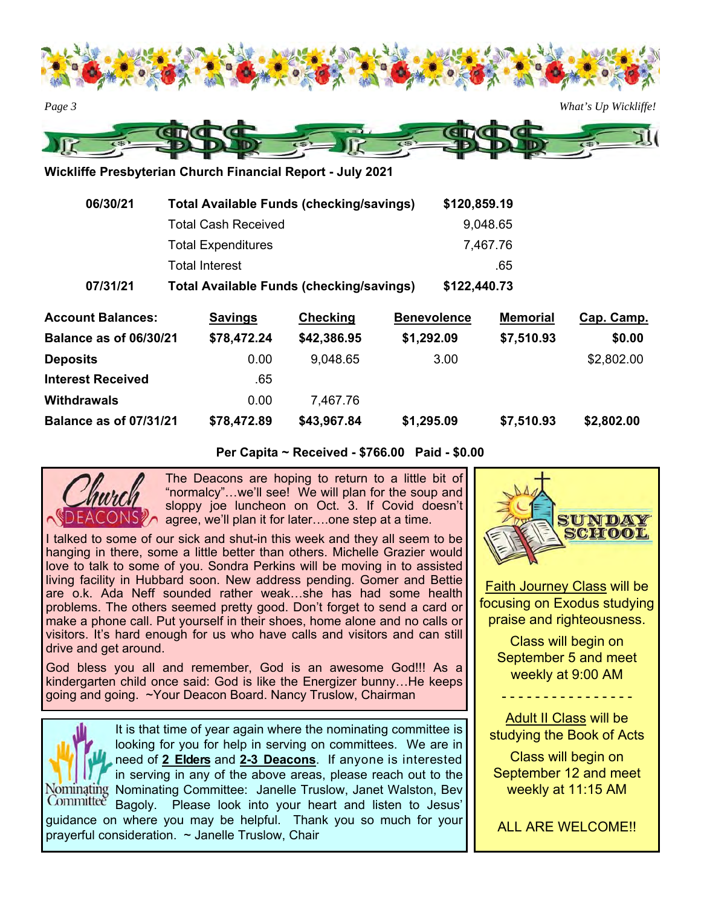## Wickliffe Presbyterian Church Financial Report - July 2021

| | | |
|---|---|---|
| **06/30/21** | **Total Available Funds (checking/savings)** | **$120,859.19** |
| | Total Cash Received | 9,048.65 |
| | Total Expenditures | 7,467.76 |
| | Total Interest | .65 |
| **07/31/21** | **Total Available Funds (checking/savings)** | **$122,440.73** |

| **Account Balances:** | **Savings** | **Checking** | **Benevolence** | **Memorial** | **Cap. Camp.** |
|---|---|---|---|---|---|
| **Balance as of 06/30/21** | **$78,472.24** | **$42,386.95** | **$1,292.09** | **$7,510.93** | **$0.00** |
| **Deposits** | 0.00 | 9,048.65 | 3.00 | | $2,802.00 |
| **Interest Received** | .65 | | | | |
| **Withdrawals** | 0.00 | 7,467.76 | | | |
| **Balance as of 07/31/21** | **$78,472.89** | **$43,967.84** | **$1,295.09** | **$7,510.93** | **$2,802.00** |

**Per Capita ~ Received - $766.00 Paid - $0.00**

### Church Deacons

The Deacons are hoping to return to a little bit of "normalcy"…we'll see! We will plan for the soup and sloppy joe luncheon on Oct. 3. If Covid doesn't agree, we'll plan it for later….one step at a time.

I talked to some of our sick and shut-in this week and they all seem to be hanging in there, some a little better than others. Michelle Grazier would love to talk to some of you. Sondra Perkins will be moving in to assisted living facility in Hubbard soon. New address pending. Gomer and Bettie are o.k. Ada Neff sounded rather weak…she has had some health problems. The others seemed pretty good. Don't forget to send a card or make a phone call. Put yourself in their shoes, home alone and no calls or visitors. It's hard enough for us who have calls and visitors and can still drive and get around.

God bless you all and remember, God is an awesome God!!! As a kindergarten child once said: God is like the Energizer bunny…He keeps going and going. ~Your Deacon Board. Nancy Truslow, Chairman

### Nominating Committee

It is that time of year again where the nominating committee is looking for you for help in serving on committees. We are in need of **2 Elders** and **2-3 Deacons**. If anyone is interested in serving in any of the above areas, please reach out to the Nominating Committee: Janelle Truslow, Janet Walston, Bev Bagoly. Please look into your heart and listen to Jesus' guidance on where you may be helpful. Thank you so much for your prayerful consideration. ~ Janelle Truslow, Chair

### Sunday School

Faith Journey Class will be focusing on Exodus studying praise and righteousness.

Class will begin on September 5 and meet weekly at 9:00 AM

- - - - - - - - - - - - - - -

Adult II Class will be studying the Book of Acts

Class will begin on September 12 and meet weekly at 11:15 AM

ALL ARE WELCOME!!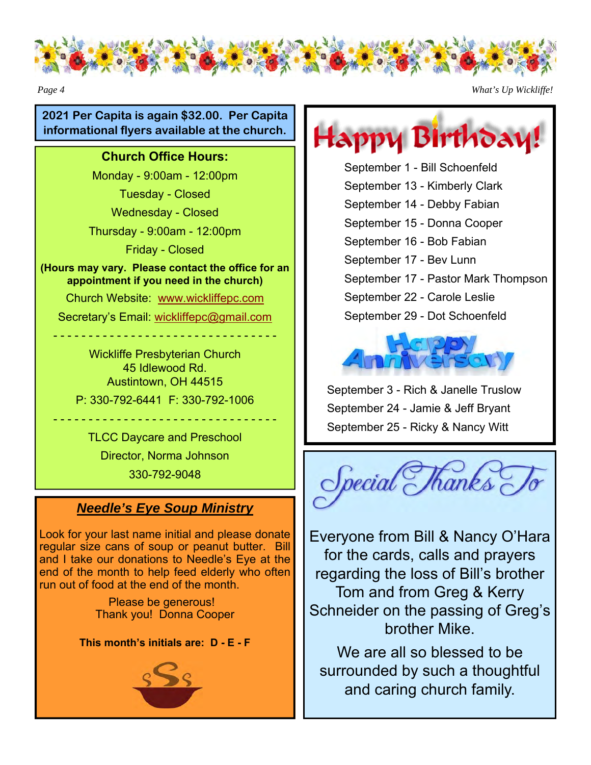**2021 Per Capita is again $32.00. Per Capita informational flyers available at the church.**

## Church Office Hours:

Monday - 9:00am - 12:00pm

Tuesday - Closed

Wednesday - Closed

Thursday - 9:00am - 12:00pm

Friday - Closed

**(Hours may vary. Please contact the office for an appointment if you need in the church)**

Church Website: www.wickliffepc.com

Secretary's Email: wickliffepc@gmail.com

- - - - - - - - - - - - - - - - - - - - - - - - - - - - - - -

Wickliffe Presbyterian Church
45 Idlewood Rd.
Austintown, OH 44515

P: 330-792-6441 F: 330-792-1006

- - - - - - - - - - - - - - - - - - - - - - - - - - - - - - -

TLCC Daycare and Preschool

Director, Norma Johnson

330-792-9048

## ***Needle's Eye Soup Ministry***

Look for your last name initial and please donate regular size cans of soup or peanut butter. Bill and I take our donations to Needle's Eye at the end of the month to help feed elderly who often run out of food at the end of the month.

Please be generous!
Thank you! Donna Cooper

**This month's initials are: D - E - F**

## Happy Birthday!

September 1 - Bill Schoenfeld
September 13 - Kimberly Clark
September 14 - Debby Fabian
September 15 - Donna Cooper
September 16 - Bob Fabian
September 17 - Bev Lunn
September 17 - Pastor Mark Thompson
September 22 - Carole Leslie
September 29 - Dot Schoenfeld

## Happy Anniversary

September 3 - Rich & Janelle Truslow
September 24 - Jamie & Jeff Bryant
September 25 - Ricky & Nancy Witt

## Special Thanks To

Everyone from Bill & Nancy O'Hara for the cards, calls and prayers regarding the loss of Bill's brother Tom and from Greg & Kerry Schneider on the passing of Greg's brother Mike.

We are all so blessed to be surrounded by such a thoughtful and caring church family.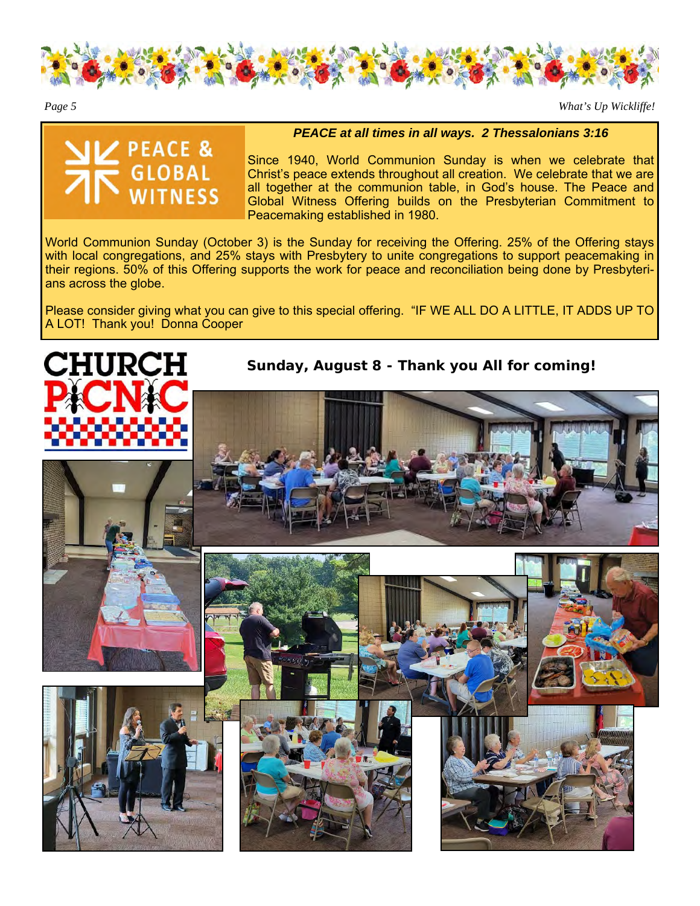## PEACE & GLOBAL WITNESS

***PEACE at all times in all ways. 2 Thessalonians 3:16***

Since 1940, World Communion Sunday is when we celebrate that Christ's peace extends throughout all creation. We celebrate that we are all together at the communion table, in God's house. The Peace and Global Witness Offering builds on the Presbyterian Commitment to Peacemaking established in 1980.

World Communion Sunday (October 3) is the Sunday for receiving the Offering. 25% of the Offering stays with local congregations, and 25% stays with Presbytery to unite congregations to support peacemaking in their regions. 50% of this Offering supports the work for peace and reconciliation being done by Presbyterians across the globe.

Please consider giving what you can give to this special offering. "IF WE ALL DO A LITTLE, IT ADDS UP TO A LOT! Thank you! Donna Cooper

## CHURCH PICNIC

**Sunday, August 8 - Thank you All for coming!**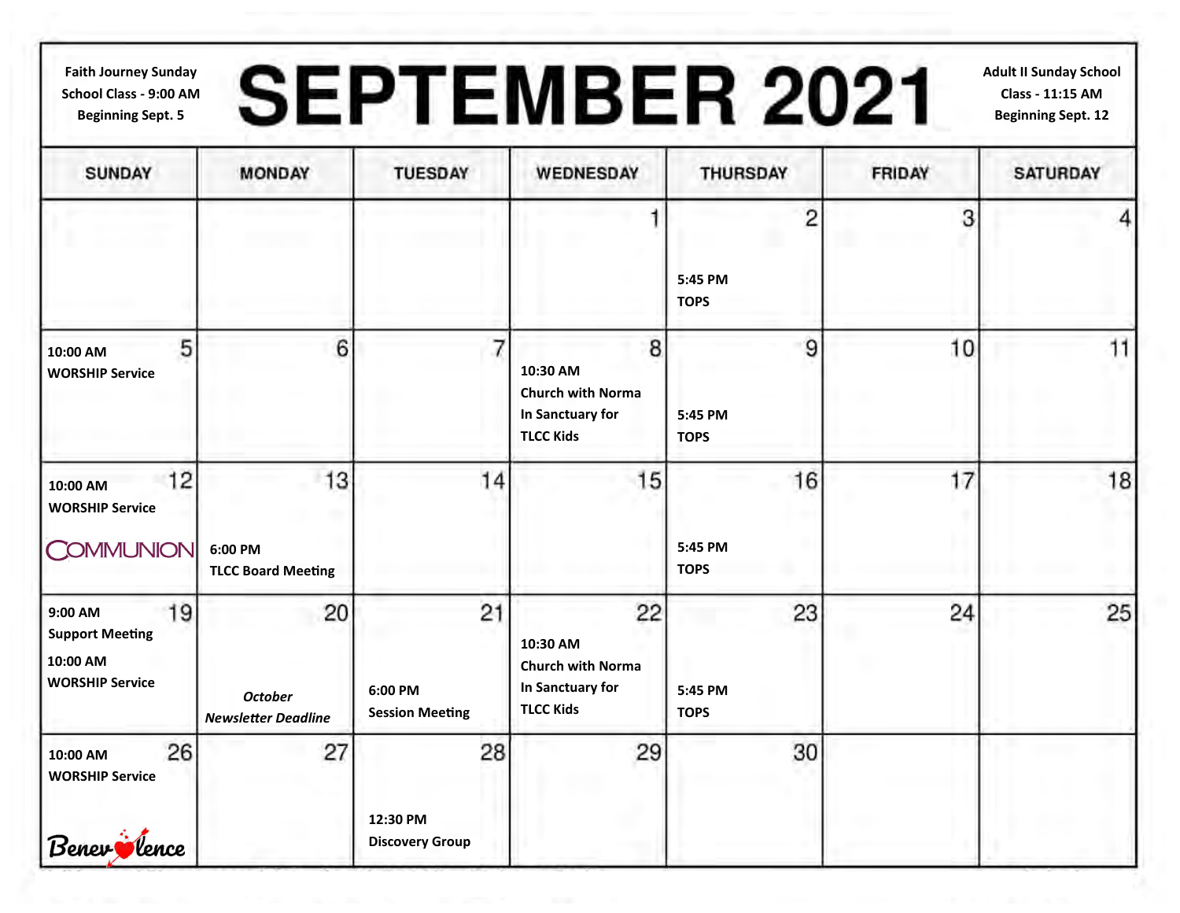Faith Journey Sunday School Class - 9:00 AM Beginning Sept. 5

# SEPTEMBER 2021

Adult II Sunday School Class - 11:15 AM Beginning Sept. 12

| SUNDAY | MONDAY | TUESDAY | WEDNESDAY | THURSDAY | FRIDAY | SATURDAY |
|---|---|---|---|---|---|---|
| | | | 1 | 2<br>5:45 PM<br>TOPS | 3 | 4 |
| 5<br>10:00 AM<br>WORSHIP Service | 6 | 7 | 8<br>10:30 AM<br>Church with Norma In Sanctuary for TLCC Kids | 9<br>5:45 PM<br>TOPS | 10 | 11 |
| 12<br>10:00 AM<br>WORSHIP Service<br>COMMUNION | 13<br>6:00 PM<br>TLCC Board Meeting | 14 | 15 | 16<br>5:45 PM<br>TOPS | 17 | 18 |
| 19<br>9:00 AM<br>Support Meeting<br>10:00 AM<br>WORSHIP Service | 20<br>*October Newsletter Deadline* | 21<br>6:00 PM<br>Session Meeting | 22<br>10:30 AM<br>Church with Norma In Sanctuary for TLCC Kids | 23<br>5:45 PM<br>TOPS | 24 | 25 |
| 26<br>10:00 AM<br>WORSHIP Service<br>Benevolence | 27 | 28<br>12:30 PM<br>Discovery Group | 29 | 30 | | |